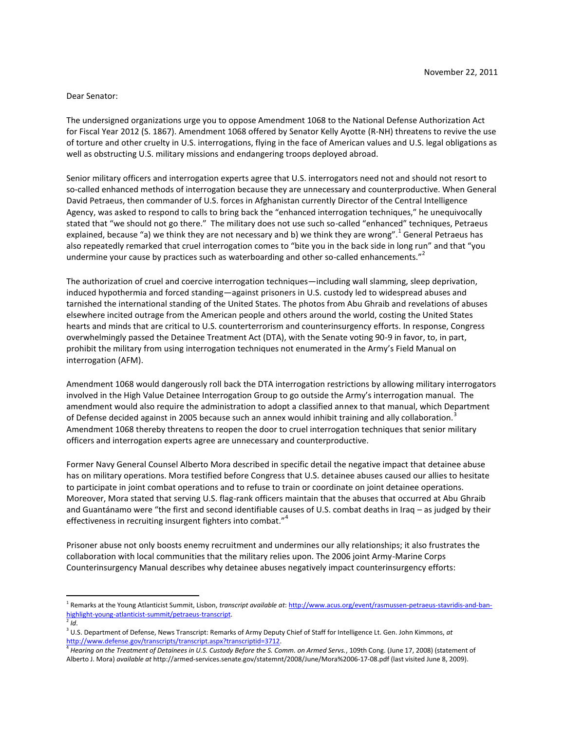November 22, 2011

Dear Senator:

The undersigned organizations urge you to oppose Amendment 1068 to the National Defense Authorization Act for Fiscal Year 2012 (S. 1867). Amendment 1068 offered by Senator Kelly Ayotte (R-NH) threatens to revive the use of torture and other cruelty in U.S. interrogations, flying in the face of American values and U.S. legal obligations as well as obstructing U.S. military missions and endangering troops deployed abroad.

Senior military officers and interrogation experts agree that U.S. interrogators need not and should not resort to so-called enhanced methods of interrogation because they are unnecessary and counterproductive. When General David Petraeus, then commander of U.S. forces in Afghanistan currently Director of the Central Intelligence Agency, was asked to respond to calls to bring back the "enhanced interrogation techniques," he unequivocally stated that "we should not go there." The military does not use such so-called "enhanced" techniques, Petraeus explained, because "a) we think they are not necessary and b) we think they are wrong".[1] General Petraeus has also repeatedly remarked that cruel interrogation comes to "bite you in the back side in long run" and that "you undermine your cause by practices such as waterboarding and other so-called enhancements."[2]

The authorization of cruel and coercive interrogation techniques—including wall slamming, sleep deprivation, induced hypothermia and forced standing—against prisoners in U.S. custody led to widespread abuses and tarnished the international standing of the United States. The photos from Abu Ghraib and revelations of abuses elsewhere incited outrage from the American people and others around the world, costing the United States hearts and minds that are critical to U.S. counterterrorism and counterinsurgency efforts. In response, Congress overwhelmingly passed the Detainee Treatment Act (DTA), with the Senate voting 90-9 in favor, to, in part, prohibit the military from using interrogation techniques not enumerated in the Army's Field Manual on interrogation (AFM).

Amendment 1068 would dangerously roll back the DTA interrogation restrictions by allowing military interrogators involved in the High Value Detainee Interrogation Group to go outside the Army's interrogation manual. The amendment would also require the administration to adopt a classified annex to that manual, which Department of Defense decided against in 2005 because such an annex would inhibit training and ally collaboration.[3] Amendment 1068 thereby threatens to reopen the door to cruel interrogation techniques that senior military officers and interrogation experts agree are unnecessary and counterproductive.

Former Navy General Counsel Alberto Mora described in specific detail the negative impact that detainee abuse has on military operations. Mora testified before Congress that U.S. detainee abuses caused our allies to hesitate to participate in joint combat operations and to refuse to train or coordinate on joint detainee operations. Moreover, Mora stated that serving U.S. flag-rank officers maintain that the abuses that occurred at Abu Ghraib and Guantánamo were "the first and second identifiable causes of U.S. combat deaths in Iraq – as judged by their effectiveness in recruiting insurgent fighters into combat."[4]

Prisoner abuse not only boosts enemy recruitment and undermines our ally relationships; it also frustrates the collaboration with local communities that the military relies upon. The 2006 joint Army-Marine Corps Counterinsurgency Manual describes why detainee abuses negatively impact counterinsurgency efforts:

---

[1] Remarks at the Young Atlanticist Summit, Lisbon, *transcript available at*: http://www.acus.org/event/rasmussen-petraeus-stavridis-and-ban-highlight-young-atlanticist-summit/petraeus-transcript.

[2] *Id*.

[3] U.S. Department of Defense, News Transcript: Remarks of Army Deputy Chief of Staff for Intelligence Lt. Gen. John Kimmons, *at* http://www.defense.gov/transcripts/transcript.aspx?transcriptid=3712.

[4] *Hearing on the Treatment of Detainees in U.S. Custody Before the S. Comm. on Armed Servs.*, 109th Cong. (June 17, 2008) (statement of Alberto J. Mora) *available at* http://armed-services.senate.gov/statemnt/2008/June/Mora%2006-17-08.pdf (last visited June 8, 2009).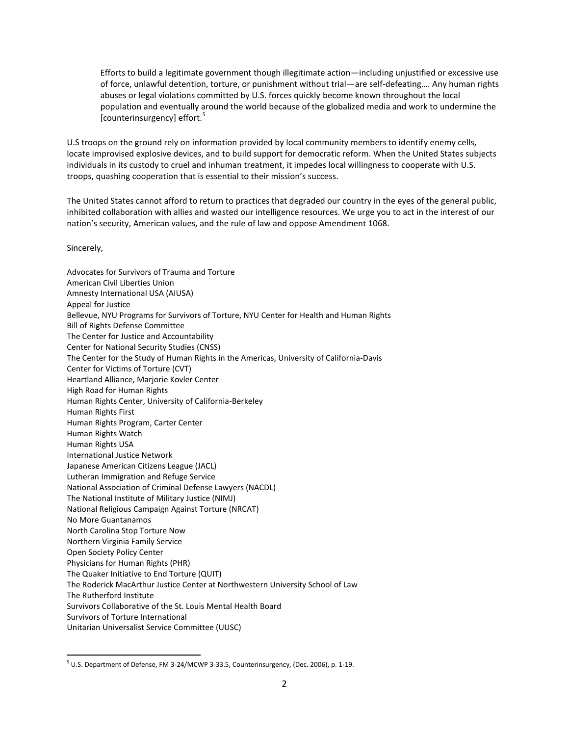> Efforts to build a legitimate government though illegitimate action—including unjustified or excessive use of force, unlawful detention, torture, or punishment without trial—are self-defeating…. Any human rights abuses or legal violations committed by U.S. forces quickly become known throughout the local population and eventually around the world because of the globalized media and work to undermine the [counterinsurgency] effort.[5]

U.S troops on the ground rely on information provided by local community members to identify enemy cells, locate improvised explosive devices, and to build support for democratic reform. When the United States subjects individuals in its custody to cruel and inhuman treatment, it impedes local willingness to cooperate with U.S. troops, quashing cooperation that is essential to their mission's success.

The United States cannot afford to return to practices that degraded our country in the eyes of the general public, inhibited collaboration with allies and wasted our intelligence resources. We urge you to act in the interest of our nation's security, American values, and the rule of law and oppose Amendment 1068.

Sincerely,

Advocates for Survivors of Trauma and Torture
American Civil Liberties Union
Amnesty International USA (AIUSA)
Appeal for Justice
Bellevue, NYU Programs for Survivors of Torture, NYU Center for Health and Human Rights
Bill of Rights Defense Committee
The Center for Justice and Accountability
Center for National Security Studies (CNSS)
The Center for the Study of Human Rights in the Americas, University of California-Davis
Center for Victims of Torture (CVT)
Heartland Alliance, Marjorie Kovler Center
High Road for Human Rights
Human Rights Center, University of California-Berkeley
Human Rights First
Human Rights Program, Carter Center
Human Rights Watch
Human Rights USA
International Justice Network
Japanese American Citizens League (JACL)
Lutheran Immigration and Refuge Service
National Association of Criminal Defense Lawyers (NACDL)
The National Institute of Military Justice (NIMJ)
National Religious Campaign Against Torture (NRCAT)
No More Guantanamos
North Carolina Stop Torture Now
Northern Virginia Family Service
Open Society Policy Center
Physicians for Human Rights (PHR)
The Quaker Initiative to End Torture (QUIT)
The Roderick MacArthur Justice Center at Northwestern University School of Law
The Rutherford Institute
Survivors Collaborative of the St. Louis Mental Health Board
Survivors of Torture International
Unitarian Universalist Service Committee (UUSC)

[5] U.S. Department of Defense, FM 3-24/MCWP 3-33.5, Counterinsurgency, (Dec. 2006), p. 1-19.